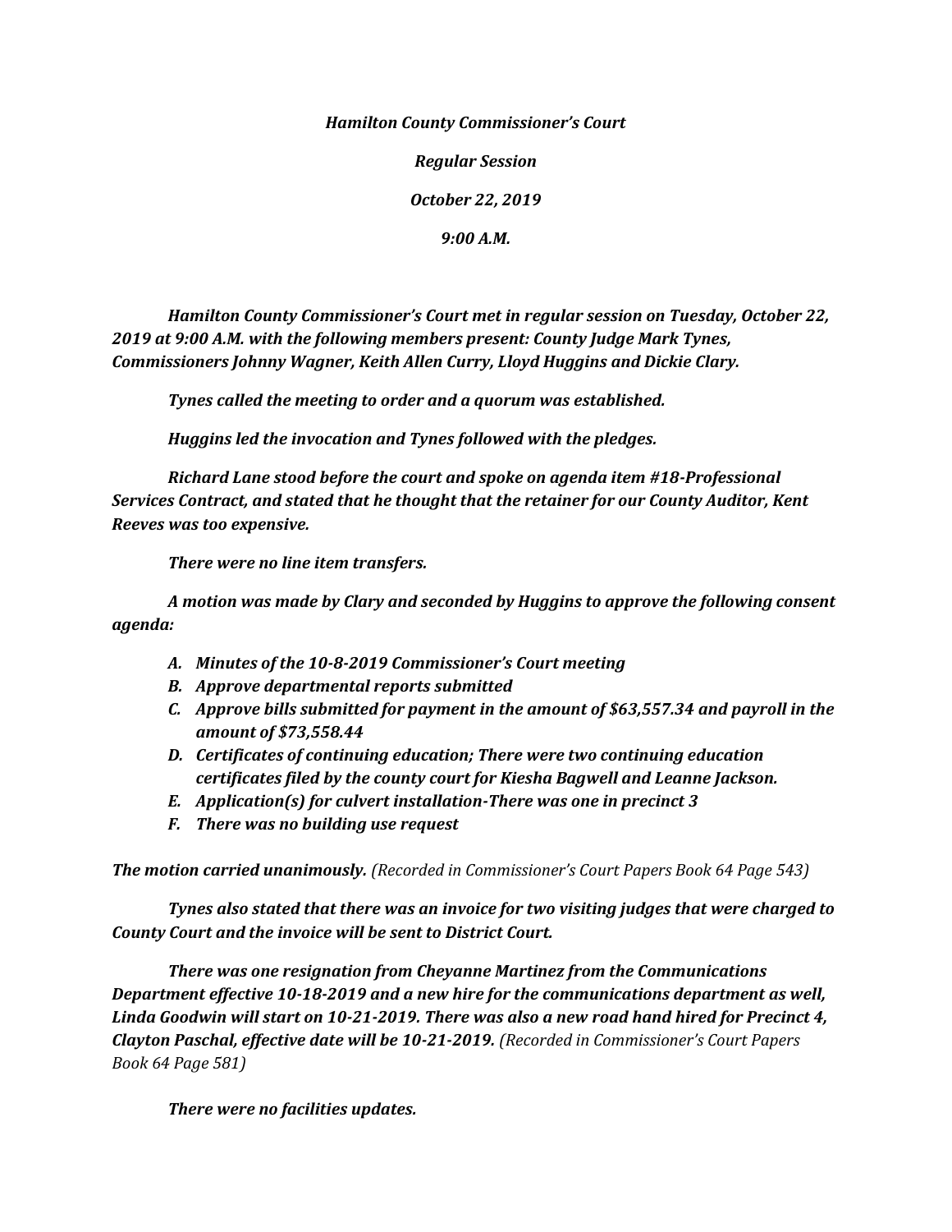***Hamilton County Commissioner's Court***

***Regular Session***

***October 22, 2019***

***9:00 A.M.***

***Hamilton County Commissioner's Court met in regular session on Tuesday, October 22, 2019 at 9:00 A.M. with the following members present: County Judge Mark Tynes, Commissioners Johnny Wagner, Keith Allen Curry, Lloyd Huggins and Dickie Clary.***

***Tynes called the meeting to order and a quorum was established.***

***Huggins led the invocation and Tynes followed with the pledges.***

***Richard Lane stood before the court and spoke on agenda item #18-Professional Services Contract, and stated that he thought that the retainer for our County Auditor, Kent Reeves was too expensive.***

***There were no line item transfers.***

***A motion was made by Clary and seconded by Huggins to approve the following consent agenda:***

- ***A. Minutes of the 10-8-2019 Commissioner's Court meeting***
- ***B. Approve departmental reports submitted***
- ***C. Approve bills submitted for payment in the amount of $63,557.34 and payroll in the amount of $73,558.44***
- ***D. Certificates of continuing education; There were two continuing education certificates filed by the county court for Kiesha Bagwell and Leanne Jackson.***
- ***E. Application(s) for culvert installation-There was one in precinct 3***
- ***F. There was no building use request***

***The motion carried unanimously.*** *(Recorded in Commissioner's Court Papers Book 64 Page 543)*

***Tynes also stated that there was an invoice for two visiting judges that were charged to County Court and the invoice will be sent to District Court.***

***There was one resignation from Cheyanne Martinez from the Communications Department effective 10-18-2019 and a new hire for the communications department as well, Linda Goodwin will start on 10-21-2019. There was also a new road hand hired for Precinct 4, Clayton Paschal, effective date will be 10-21-2019.*** *(Recorded in Commissioner's Court Papers Book 64 Page 581)*

***There were no facilities updates.***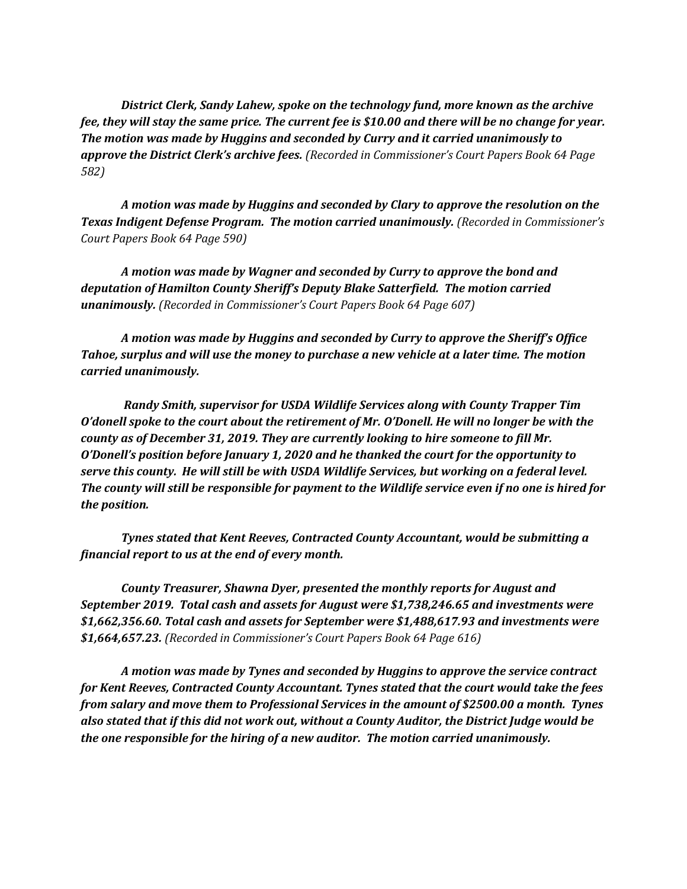*District Clerk, Sandy Lahew, spoke on the technology fund, more known as the archive fee, they will stay the same price. The current fee is $10.00 and there will be no change for year. The motion was made by Huggins and seconded by Curry and it carried unanimously to approve the District Clerk's archive fees.* *(Recorded in Commissioner's Court Papers Book 64 Page 582)*

*A motion was made by Huggins and seconded by Clary to approve the resolution on the Texas Indigent Defense Program. The motion carried unanimously.* *(Recorded in Commissioner's Court Papers Book 64 Page 590)*

*A motion was made by Wagner and seconded by Curry to approve the bond and deputation of Hamilton County Sheriff's Deputy Blake Satterfield. The motion carried unanimously.* *(Recorded in Commissioner's Court Papers Book 64 Page 607)*

*A motion was made by Huggins and seconded by Curry to approve the Sheriff's Office Tahoe, surplus and will use the money to purchase a new vehicle at a later time. The motion carried unanimously.*

*Randy Smith, supervisor for USDA Wildlife Services along with County Trapper Tim O'donell spoke to the court about the retirement of Mr. O'Donell. He will no longer be with the county as of December 31, 2019. They are currently looking to hire someone to fill Mr. O'Donell's position before January 1, 2020 and he thanked the court for the opportunity to serve this county. He will still be with USDA Wildlife Services, but working on a federal level. The county will still be responsible for payment to the Wildlife service even if no one is hired for the position.*

*Tynes stated that Kent Reeves, Contracted County Accountant, would be submitting a financial report to us at the end of every month.*

*County Treasurer, Shawna Dyer, presented the monthly reports for August and September 2019. Total cash and assets for August were $1,738,246.65 and investments were $1,662,356.60. Total cash and assets for September were $1,488,617.93 and investments were $1,664,657.23.* *(Recorded in Commissioner's Court Papers Book 64 Page 616)*

*A motion was made by Tynes and seconded by Huggins to approve the service contract for Kent Reeves, Contracted County Accountant. Tynes stated that the court would take the fees from salary and move them to Professional Services in the amount of $2500.00 a month. Tynes also stated that if this did not work out, without a County Auditor, the District Judge would be the one responsible for the hiring of a new auditor. The motion carried unanimously.*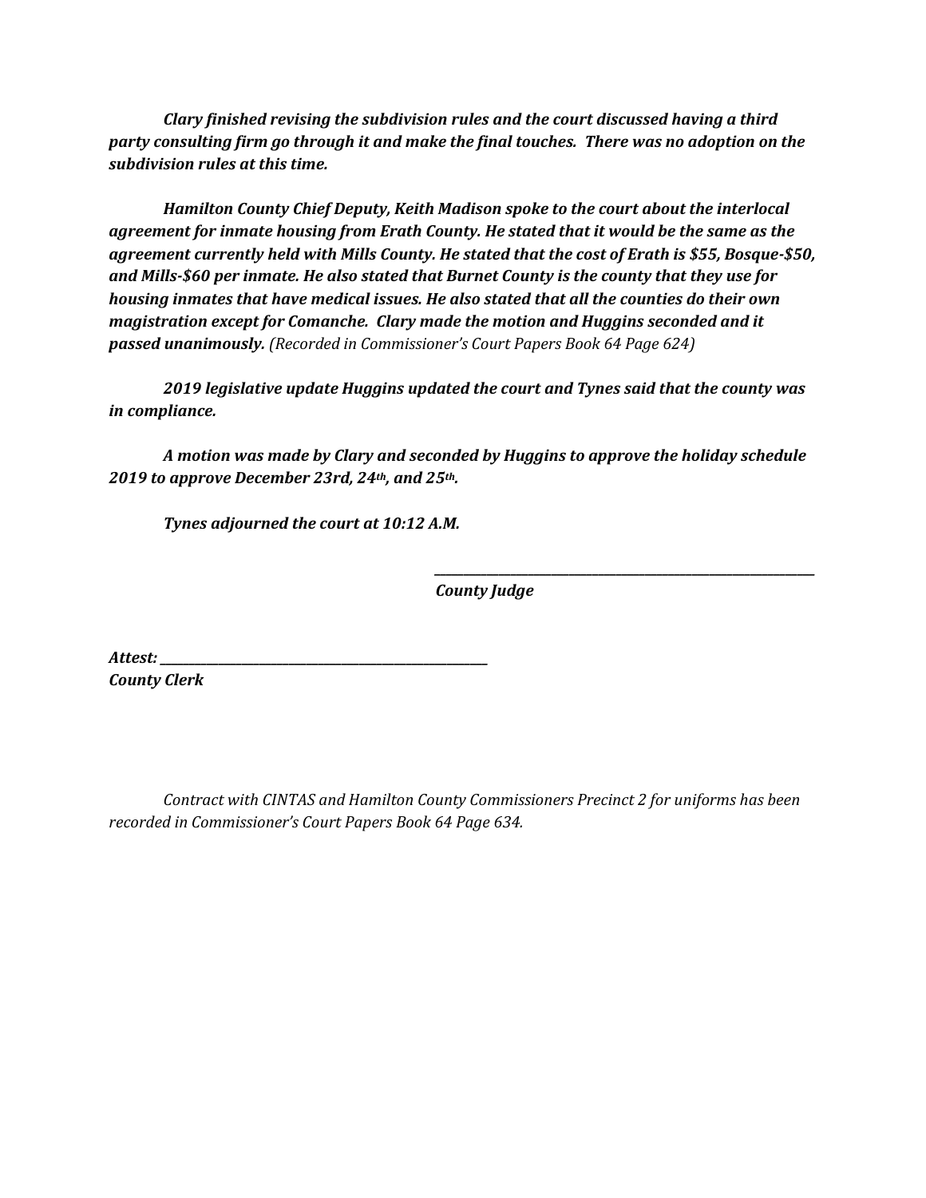***Clary finished revising the subdivision rules and the court discussed having a third party consulting firm go through it and make the final touches. There was no adoption on the subdivision rules at this time.***

***Hamilton County Chief Deputy, Keith Madison spoke to the court about the interlocal agreement for inmate housing from Erath County. He stated that it would be the same as the agreement currently held with Mills County. He stated that the cost of Erath is $55, Bosque-$50, and Mills-$60 per inmate. He also stated that Burnet County is the county that they use for housing inmates that have medical issues. He also stated that all the counties do their own magistration except for Comanche. Clary made the motion and Huggins seconded and it passed unanimously.*** *(Recorded in Commissioner's Court Papers Book 64 Page 624)*

***2019 legislative update Huggins updated the court and Tynes said that the county was in compliance.***

***A motion was made by Clary and seconded by Huggins to approve the holiday schedule 2019 to approve December 23rd, 24th, and 25th.***

***Tynes adjourned the court at 10:12 A.M.***

_______________________________

***County Judge***

***Attest:*** _______________________________

***County Clerk***

*Contract with CINTAS and Hamilton County Commissioners Precinct 2 for uniforms has been recorded in Commissioner's Court Papers Book 64 Page 634.*